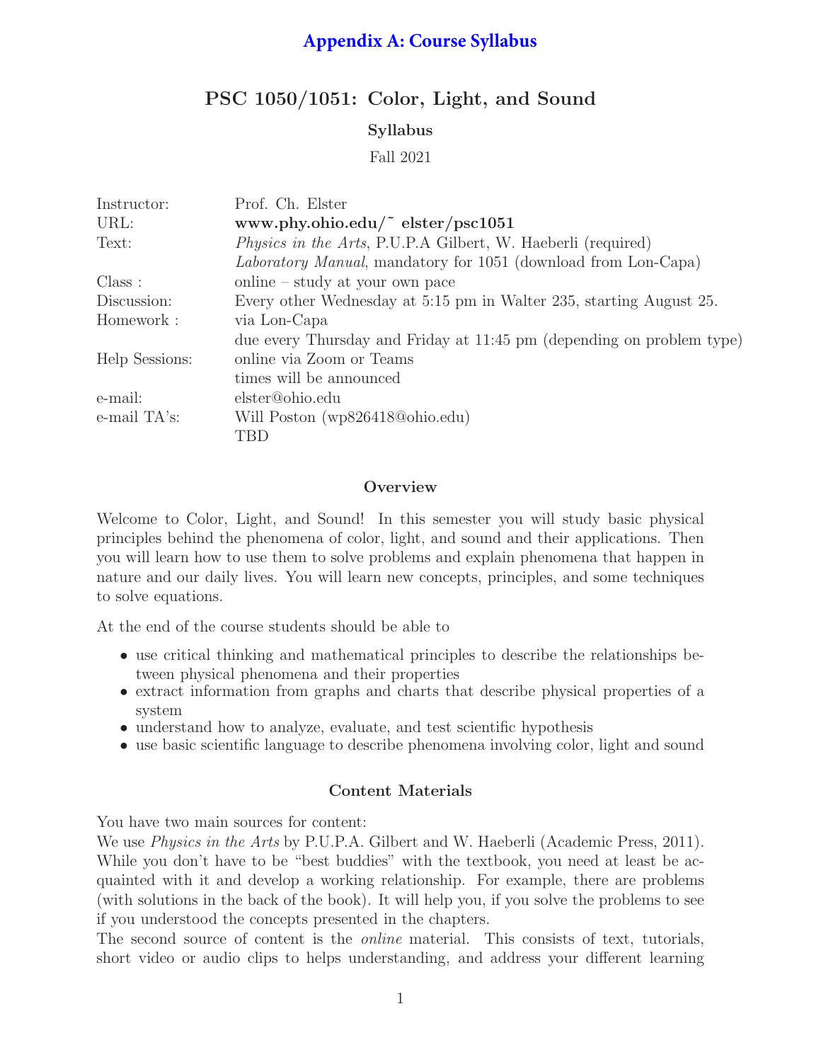# Appendix A: Course Syllabus

## PSC 1050/1051: Color, Light, and Sound

### Syllabus

Fall 2021

| | |
|---|---|
| Instructor: | Prof. Ch. Elster |
| URL: | **www.phy.ohio.edu/˜ elster/psc1051** |
| Text: | *Physics in the Arts*, P.U.P.A Gilbert, W. Haeberli (required) |
| | *Laboratory Manual*, mandatory for 1051 (download from Lon-Capa) |
| Class : | online – study at your own pace |
| Discussion: | Every other Wednesday at 5:15 pm in Walter 235, starting August 25. |
| Homework : | via Lon-Capa |
| | due every Thursday and Friday at 11:45 pm (depending on problem type) |
| Help Sessions: | online via Zoom or Teams |
| | times will be announced |
| e-mail: | elster@ohio.edu |
| e-mail TA's: | Will Poston (wp826418@ohio.edu) |
| | TBD |

### Overview

Welcome to Color, Light, and Sound! In this semester you will study basic physical principles behind the phenomena of color, light, and sound and their applications. Then you will learn how to use them to solve problems and explain phenomena that happen in nature and our daily lives. You will learn new concepts, principles, and some techniques to solve equations.

At the end of the course students should be able to

- use critical thinking and mathematical principles to describe the relationships between physical phenomena and their properties
- extract information from graphs and charts that describe physical properties of a system
- understand how to analyze, evaluate, and test scientific hypothesis
- use basic scientific language to describe phenomena involving color, light and sound

### Content Materials

You have two main sources for content:

We use *Physics in the Arts* by P.U.P.A. Gilbert and W. Haeberli (Academic Press, 2011). While you don't have to be "best buddies" with the textbook, you need at least be acquainted with it and develop a working relationship. For example, there are problems (with solutions in the back of the book). It will help you, if you solve the problems to see if you understood the concepts presented in the chapters.

The second source of content is the *online* material. This consists of text, tutorials, short video or audio clips to helps understanding, and address your different learning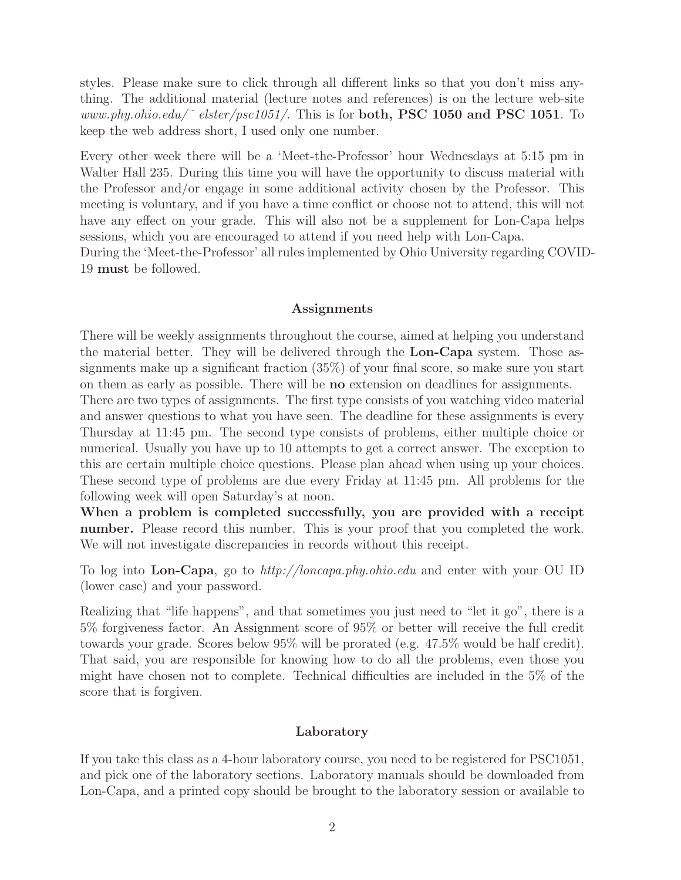styles. Please make sure to click through all different links so that you don't miss anything. The additional material (lecture notes and references) is on the lecture web-site *www.phy.ohio.edu/~ elster/psc1051/*. This is for **both, PSC 1050 and PSC 1051**. To keep the web address short, I used only one number.

Every other week there will be a 'Meet-the-Professor' hour Wednesdays at 5:15 pm in Walter Hall 235. During this time you will have the opportunity to discuss material with the Professor and/or engage in some additional activity chosen by the Professor. This meeting is voluntary, and if you have a time conflict or choose not to attend, this will not have any effect on your grade. This will also not be a supplement for Lon-Capa helps sessions, which you are encouraged to attend if you need help with Lon-Capa.
During the 'Meet-the-Professor' all rules implemented by Ohio University regarding COVID-19 **must** be followed.

### Assignments

There will be weekly assignments throughout the course, aimed at helping you understand the material better. They will be delivered through the **Lon-Capa** system. Those assignments make up a significant fraction (35%) of your final score, so make sure you start on them as early as possible. There will be **no** extension on deadlines for assignments.
There are two types of assignments. The first type consists of you watching video material and answer questions to what you have seen. The deadline for these assignments is every Thursday at 11:45 pm. The second type consists of problems, either multiple choice or numerical. Usually you have up to 10 attempts to get a correct answer. The exception to this are certain multiple choice questions. Please plan ahead when using up your choices. These second type of problems are due every Friday at 11:45 pm. All problems for the following week will open Saturday's at noon.
**When a problem is completed successfully, you are provided with a receipt number.** Please record this number. This is your proof that you completed the work. We will not investigate discrepancies in records without this receipt.

To log into **Lon-Capa**, go to *http://loncapa.phy.ohio.edu* and enter with your OU ID (lower case) and your password.

Realizing that "life happens", and that sometimes you just need to "let it go", there is a 5% forgiveness factor. An Assignment score of 95% or better will receive the full credit towards your grade. Scores below 95% will be prorated (e.g. 47.5% would be half credit). That said, you are responsible for knowing how to do all the problems, even those you might have chosen not to complete. Technical difficulties are included in the 5% of the score that is forgiven.

### Laboratory

If you take this class as a 4-hour laboratory course, you need to be registered for PSC1051, and pick one of the laboratory sections. Laboratory manuals should be downloaded from Lon-Capa, and a printed copy should be brought to the laboratory session or available to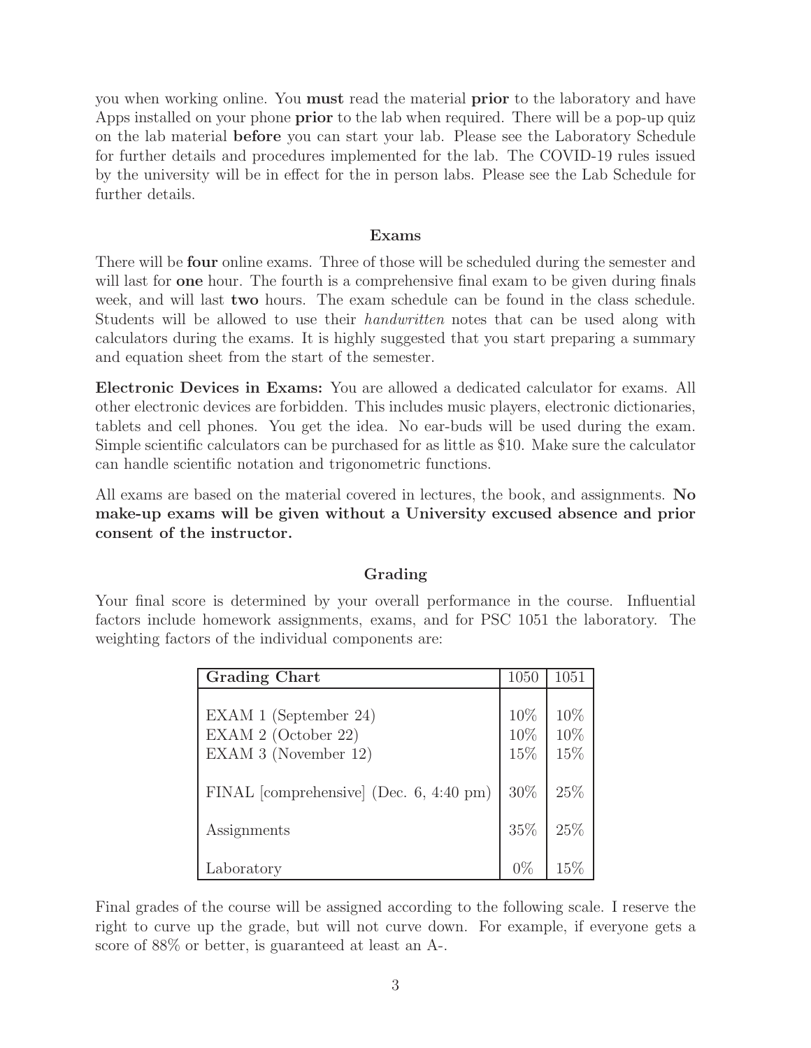you when working online. You **must** read the material **prior** to the laboratory and have Apps installed on your phone **prior** to the lab when required. There will be a pop-up quiz on the lab material **before** you can start your lab. Please see the Laboratory Schedule for further details and procedures implemented for the lab. The COVID-19 rules issued by the university will be in effect for the in person labs. Please see the Lab Schedule for further details.

### Exams

There will be **four** online exams. Three of those will be scheduled during the semester and will last for **one** hour. The fourth is a comprehensive final exam to be given during finals week, and will last **two** hours. The exam schedule can be found in the class schedule. Students will be allowed to use their *handwritten* notes that can be used along with calculators during the exams. It is highly suggested that you start preparing a summary and equation sheet from the start of the semester.

**Electronic Devices in Exams:** You are allowed a dedicated calculator for exams. All other electronic devices are forbidden. This includes music players, electronic dictionaries, tablets and cell phones. You get the idea. No ear-buds will be used during the exam. Simple scientific calculators can be purchased for as little as $10. Make sure the calculator can handle scientific notation and trigonometric functions.

All exams are based on the material covered in lectures, the book, and assignments. **No make-up exams will be given without a University excused absence and prior consent of the instructor.**

### Grading

Your final score is determined by your overall performance in the course. Influential factors include homework assignments, exams, and for PSC 1051 the laboratory. The weighting factors of the individual components are:

| Grading Chart | 1050 | 1051 |
|---|---|---|
| EXAM 1 (September 24) | 10% | 10% |
| EXAM 2 (October 22) | 10% | 10% |
| EXAM 3 (November 12) | 15% | 15% |
| FINAL [comprehensive] (Dec. 6, 4:40 pm) | 30% | 25% |
| Assignments | 35% | 25% |
| Laboratory | 0% | 15% |

Final grades of the course will be assigned according to the following scale. I reserve the right to curve up the grade, but will not curve down. For example, if everyone gets a score of 88% or better, is guaranteed at least an A-.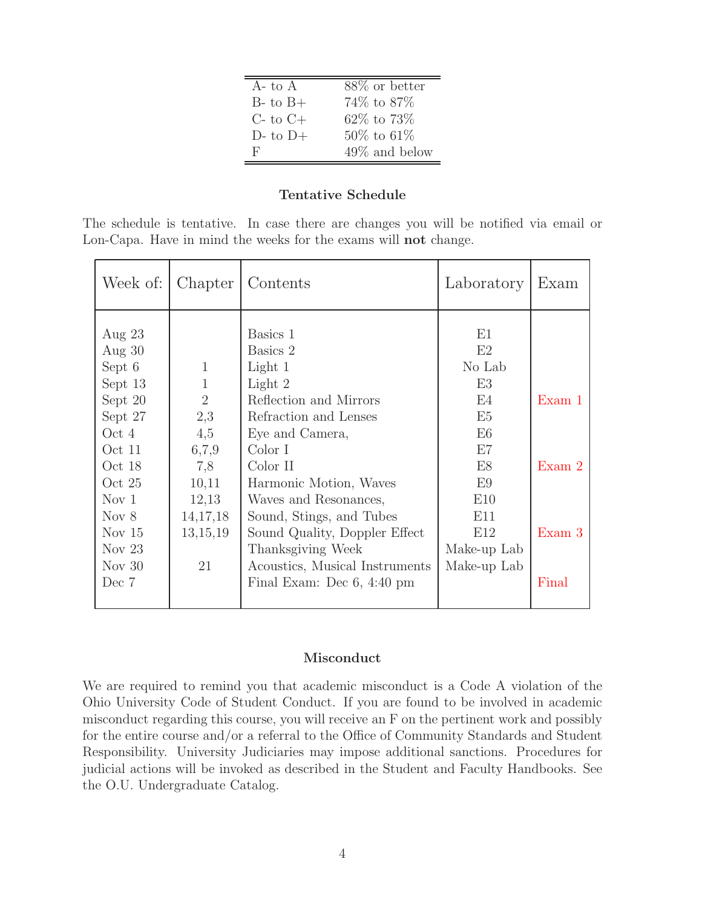| | |
|---|---|
| A- to A | 88% or better |
| B- to B+ | 74% to 87% |
| C- to C+ | 62% to 73% |
| D- to D+ | 50% to 61% |
| F | 49% and below |

### Tentative Schedule

The schedule is tentative. In case there are changes you will be notified via email or Lon-Capa. Have in mind the weeks for the exams will **not** change.

| Week of: | Chapter | Contents | Laboratory | Exam |
|---|---|---|---|---|
| Aug 23 | | Basics 1 | E1 | |
| Aug 30 | | Basics 2 | E2 | |
| Sept 6 | 1 | Light 1 | No Lab | |
| Sept 13 | 1 | Light 2 | E3 | |
| Sept 20 | 2 | Reflection and Mirrors | E4 | Exam 1 |
| Sept 27 | 2,3 | Refraction and Lenses | E5 | |
| Oct 4 | 4,5 | Eye and Camera, | E6 | |
| Oct 11 | 6,7,9 | Color I | E7 | |
| Oct 18 | 7,8 | Color II | E8 | Exam 2 |
| Oct 25 | 10,11 | Harmonic Motion, Waves | E9 | |
| Nov 1 | 12,13 | Waves and Resonances, | E10 | |
| Nov 8 | 14,17,18 | Sound, Stings, and Tubes | E11 | |
| Nov 15 | 13,15,19 | Sound Quality, Doppler Effect | E12 | Exam 3 |
| Nov 23 | | Thanksgiving Week | Make-up Lab | |
| Nov 30 | 21 | Acoustics, Musical Instruments | Make-up Lab | |
| Dec 7 | | Final Exam: Dec 6, 4:40 pm | | Final |

### Misconduct

We are required to remind you that academic misconduct is a Code A violation of the Ohio University Code of Student Conduct. If you are found to be involved in academic misconduct regarding this course, you will receive an F on the pertinent work and possibly for the entire course and/or a referral to the Office of Community Standards and Student Responsibility. University Judiciaries may impose additional sanctions. Procedures for judicial actions will be invoked as described in the Student and Faculty Handbooks. See the O.U. Undergraduate Catalog.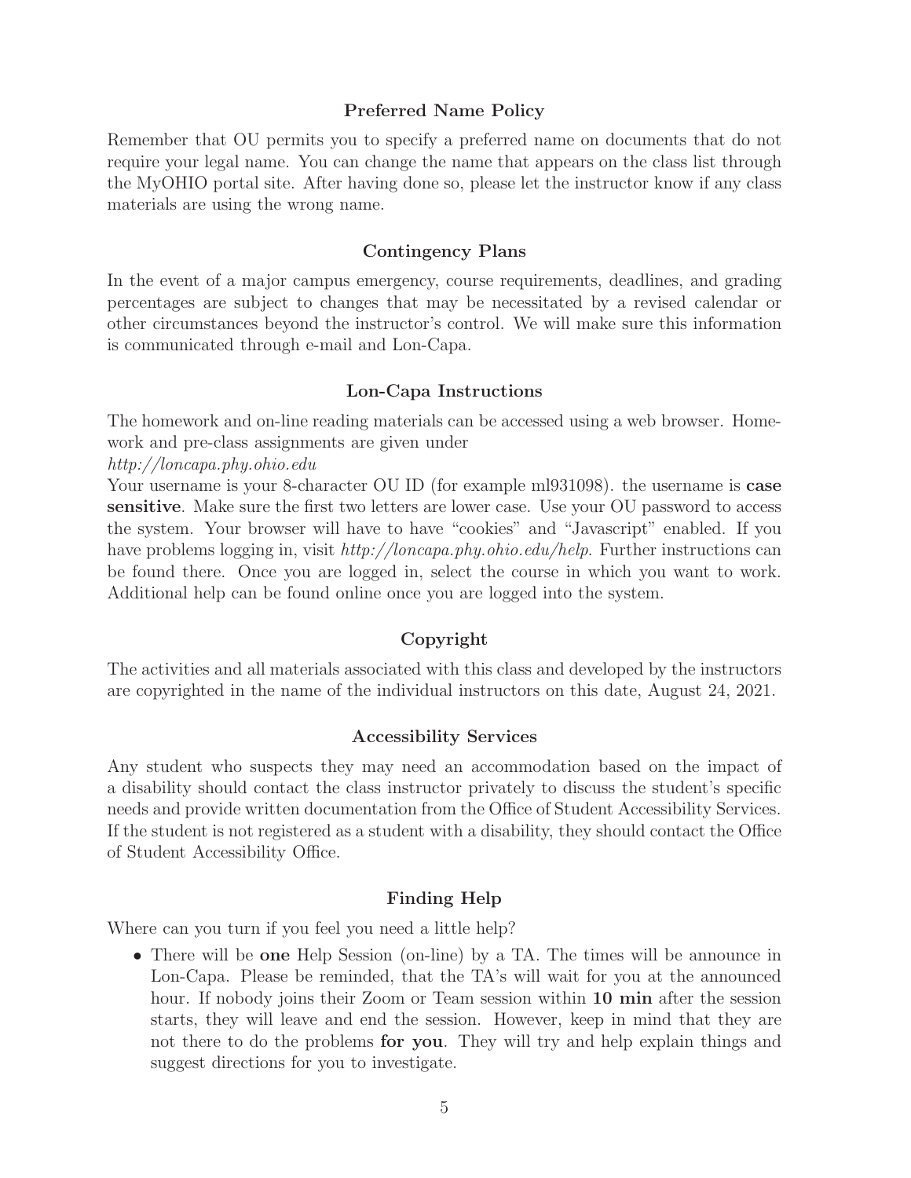## Preferred Name Policy

Remember that OU permits you to specify a preferred name on documents that do not require your legal name. You can change the name that appears on the class list through the MyOHIO portal site. After having done so, please let the instructor know if any class materials are using the wrong name.

## Contingency Plans

In the event of a major campus emergency, course requirements, deadlines, and grading percentages are subject to changes that may be necessitated by a revised calendar or other circumstances beyond the instructor's control. We will make sure this information is communicated through e-mail and Lon-Capa.

## Lon-Capa Instructions

The homework and on-line reading materials can be accessed using a web browser. Homework and pre-class assignments are given under
*http://loncapa.phy.ohio.edu*
Your username is your 8-character OU ID (for example ml931098). the username is **case sensitive**. Make sure the first two letters are lower case. Use your OU password to access the system. Your browser will have to have "cookies" and "Javascript" enabled. If you have problems logging in, visit *http://loncapa.phy.ohio.edu/help*. Further instructions can be found there. Once you are logged in, select the course in which you want to work. Additional help can be found online once you are logged into the system.

## Copyright

The activities and all materials associated with this class and developed by the instructors are copyrighted in the name of the individual instructors on this date, August 24, 2021.

## Accessibility Services

Any student who suspects they may need an accommodation based on the impact of a disability should contact the class instructor privately to discuss the student's specific needs and provide written documentation from the Office of Student Accessibility Services. If the student is not registered as a student with a disability, they should contact the Office of Student Accessibility Office.

## Finding Help

Where can you turn if you feel you need a little help?

- There will be **one** Help Session (on-line) by a TA. The times will be announce in Lon-Capa. Please be reminded, that the TA's will wait for you at the announced hour. If nobody joins their Zoom or Team session within **10 min** after the session starts, they will leave and end the session. However, keep in mind that they are not there to do the problems **for you**. They will try and help explain things and suggest directions for you to investigate.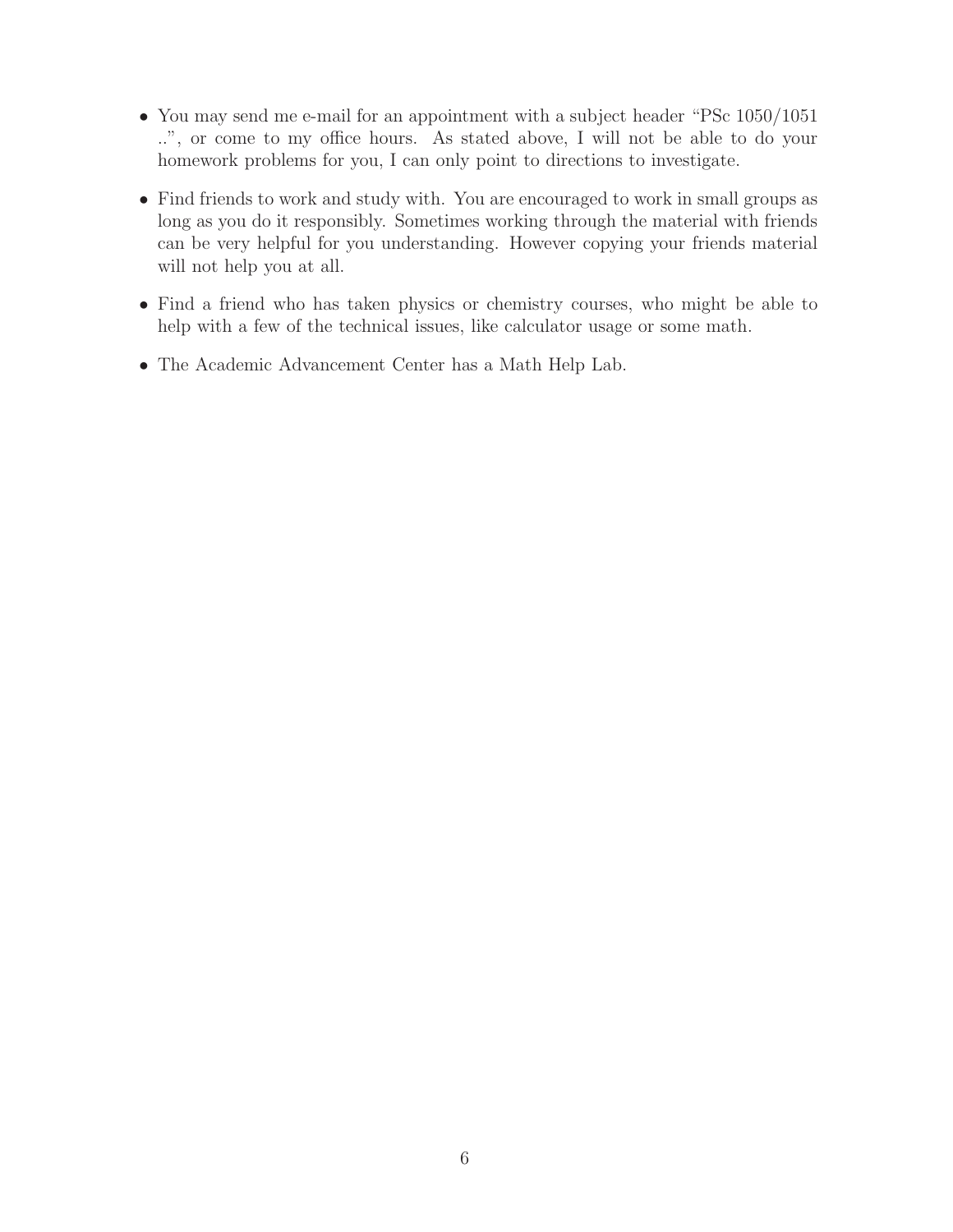- You may send me e-mail for an appointment with a subject header "PSc 1050/1051 ..", or come to my office hours. As stated above, I will not be able to do your homework problems for you, I can only point to directions to investigate.
- Find friends to work and study with. You are encouraged to work in small groups as long as you do it responsibly. Sometimes working through the material with friends can be very helpful for you understanding. However copying your friends material will not help you at all.
- Find a friend who has taken physics or chemistry courses, who might be able to help with a few of the technical issues, like calculator usage or some math.
- The Academic Advancement Center has a Math Help Lab.